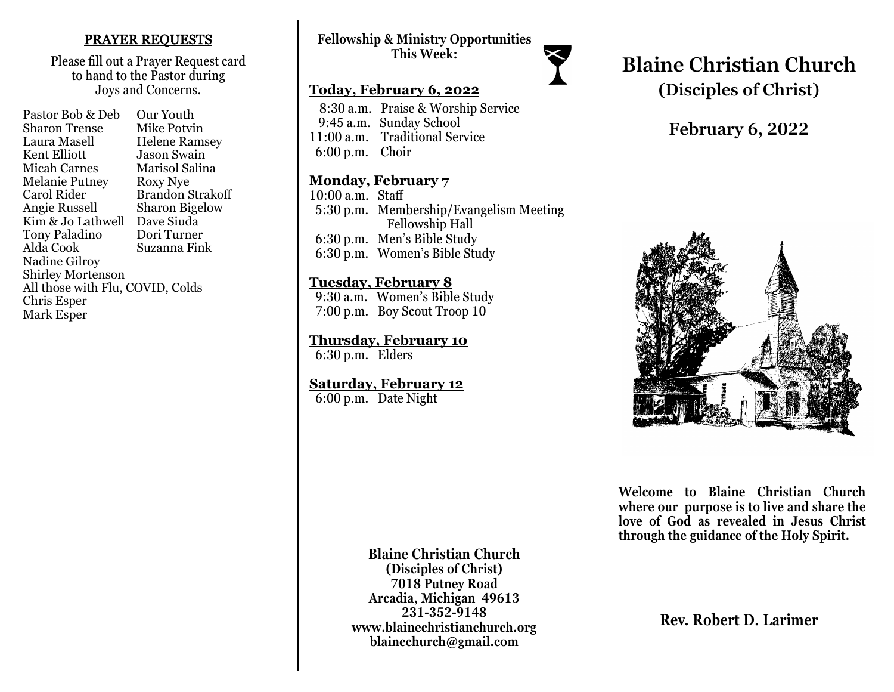## PRAYER REQUESTS

Please fill out a Prayer Request card to hand to the Pastor during Joys and Concerns.

- Pastor Bob & Deb
- Sharon Trense
- Laura Masell
- Kent Elliott
- Micah Carnes
- Melanie Putney
- Carol Rider
- Angie Russell
- Kim & Jo Lathwell
- Tony Paladino
- Alda Cook
- Nadine Gilroy
- Shirley Mortenson
- All those with Flu, COVID, Colds
- Chris Esper
- Mark Esper
- Our Youth
- Mike Potvin
- Helene Ramsey
- Jason Swain
- Marisol Salina
- Roxy Nye
- Brandon Strakoff
- Sharon Bigelow
- Dave Siuda
- Dori Turner
- Suzanna Fink

**Fellowship & Ministry Opportunities This Week:**

**Today, February 6, 2022**

8:30 a.m. Praise & Worship Service
9:45 a.m. Sunday School
11:00 a.m. Traditional Service
6:00 p.m. Choir

**Monday, February 7**

10:00 a.m. Staff
5:30 p.m. Membership/Evangelism Meeting Fellowship Hall
6:30 p.m. Men's Bible Study
6:30 p.m. Women's Bible Study

**Tuesday, February 8**

9:30 a.m. Women's Bible Study
7:00 p.m. Boy Scout Troop 10

**Thursday, February 10**

6:30 p.m. Elders

**Saturday, February 12**

6:00 p.m. Date Night

**Blaine Christian Church**
**(Disciples of Christ)**
**7018 Putney Road**
**Arcadia, Michigan 49613**
**231-352-9148**
**www.blainechristianchurch.org**
**blainechurch@gmail.com**

# Blaine Christian Church

## (Disciples of Christ)

## February 6, 2022

**Welcome to Blaine Christian Church where our purpose is to live and share the love of God as revealed in Jesus Christ through the guidance of the Holy Spirit.**

**Rev. Robert D. Larimer**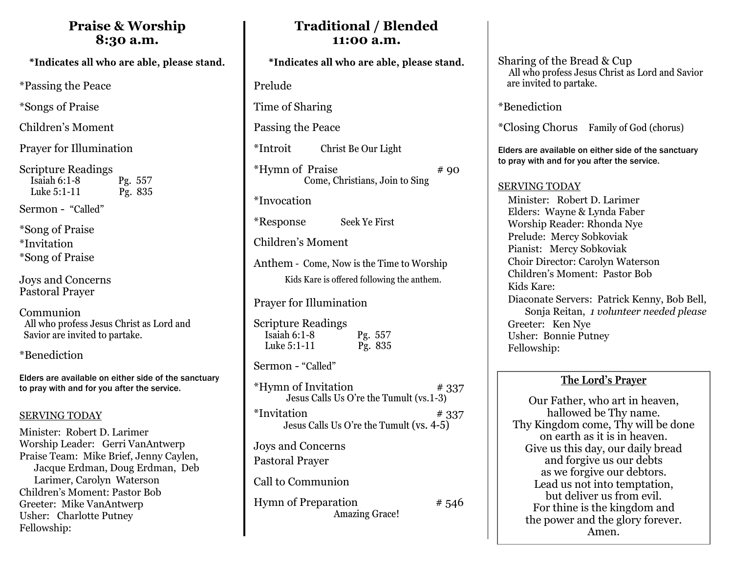## Praise & Worship
## 8:30 a.m.

**\*Indicates all who are able, please stand.**

\*Passing the Peace

\*Songs of Praise

Children's Moment

Prayer for Illumination

Scripture Readings
Isaiah 6:1-8 Pg. 557
Luke 5:1-11 Pg. 835

Sermon - "Called"

\*Song of Praise
\*Invitation
\*Song of Praise

Joys and Concerns
Pastoral Prayer

Communion
All who profess Jesus Christ as Lord and Savior are invited to partake.

\*Benediction

**Elders are available on either side of the sanctuary to pray with and for you after the service.**

SERVING TODAY

Minister: Robert D. Larimer
Worship Leader: Gerri VanAntwerp
Praise Team: Mike Brief, Jenny Caylen, Jacque Erdman, Doug Erdman, Deb Larimer, Carolyn Waterson
Children's Moment: Pastor Bob
Greeter: Mike VanAntwerp
Usher: Charlotte Putney
Fellowship:

## Traditional / Blended
## 11:00 a.m.

**\*Indicates all who are able, please stand.**

Prelude

Time of Sharing

Passing the Peace

\*Introit Christ Be Our Light

\*Hymn of Praise # 90
Come, Christians, Join to Sing

\*Invocation

\*Response Seek Ye First

Children's Moment

Anthem - Come, Now is the Time to Worship
Kids Kare is offered following the anthem.

Prayer for Illumination

Scripture Readings
Isaiah 6:1-8 Pg. 557
Luke 5:1-11 Pg. 835

Sermon - "Called"

\*Hymn of Invitation # 337
Jesus Calls Us O're the Tumult (vs.1-3)

\*Invitation # 337
Jesus Calls Us O're the Tumult (vs. 4-5)

Joys and Concerns
Pastoral Prayer

Call to Communion

Hymn of Preparation # 546
Amazing Grace!

Sharing of the Bread & Cup
All who profess Jesus Christ as Lord and Savior are invited to partake.

\*Benediction

\*Closing Chorus Family of God (chorus)

**Elders are available on either side of the sanctuary to pray with and for you after the service.**

SERVING TODAY

Minister: Robert D. Larimer
Elders: Wayne & Lynda Faber
Worship Reader: Rhonda Nye
Prelude: Mercy Sobkoviak
Pianist: Mercy Sobkoviak
Choir Director: Carolyn Waterson
Children's Moment: Pastor Bob
Kids Kare:
Diaconate Servers: Patrick Kenny, Bob Bell, Sonja Reitan, *1 volunteer needed please*
Greeter: Ken Nye
Usher: Bonnie Putney
Fellowship:

### The Lord's Prayer

Our Father, who art in heaven,
hallowed be Thy name.
Thy Kingdom come, Thy will be done
on earth as it is in heaven.
Give us this day, our daily bread
and forgive us our debts
as we forgive our debtors.
Lead us not into temptation,
but deliver us from evil.
For thine is the kingdom and
the power and the glory forever.
Amen.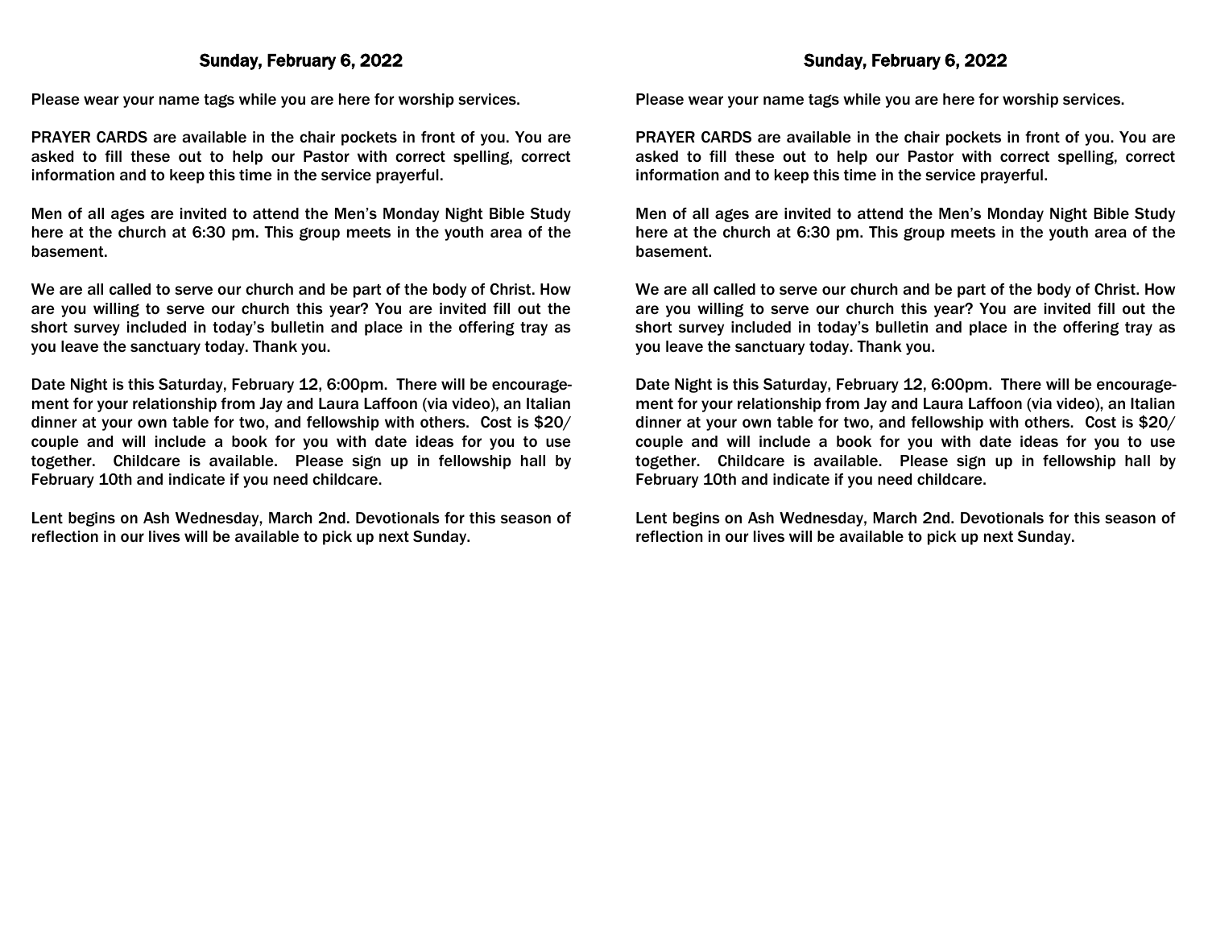## Sunday, February 6, 2022

Please wear your name tags while you are here for worship services.

PRAYER CARDS are available in the chair pockets in front of you. You are asked to fill these out to help our Pastor with correct spelling, correct information and to keep this time in the service prayerful.

Men of all ages are invited to attend the Men's Monday Night Bible Study here at the church at 6:30 pm. This group meets in the youth area of the basement.

We are all called to serve our church and be part of the body of Christ. How are you willing to serve our church this year? You are invited fill out the short survey included in today's bulletin and place in the offering tray as you leave the sanctuary today. Thank you.

Date Night is this Saturday, February 12, 6:00pm. There will be encouragement for your relationship from Jay and Laura Laffoon (via video), an Italian dinner at your own table for two, and fellowship with others. Cost is $20/ couple and will include a book for you with date ideas for you to use together. Childcare is available. Please sign up in fellowship hall by February 10th and indicate if you need childcare.

Lent begins on Ash Wednesday, March 2nd. Devotionals for this season of reflection in our lives will be available to pick up next Sunday.

## Sunday, February 6, 2022

Please wear your name tags while you are here for worship services.

PRAYER CARDS are available in the chair pockets in front of you. You are asked to fill these out to help our Pastor with correct spelling, correct information and to keep this time in the service prayerful.

Men of all ages are invited to attend the Men's Monday Night Bible Study here at the church at 6:30 pm. This group meets in the youth area of the basement.

We are all called to serve our church and be part of the body of Christ. How are you willing to serve our church this year? You are invited fill out the short survey included in today's bulletin and place in the offering tray as you leave the sanctuary today. Thank you.

Date Night is this Saturday, February 12, 6:00pm. There will be encouragement for your relationship from Jay and Laura Laffoon (via video), an Italian dinner at your own table for two, and fellowship with others. Cost is $20/ couple and will include a book for you with date ideas for you to use together. Childcare is available. Please sign up in fellowship hall by February 10th and indicate if you need childcare.

Lent begins on Ash Wednesday, March 2nd. Devotionals for this season of reflection in our lives will be available to pick up next Sunday.